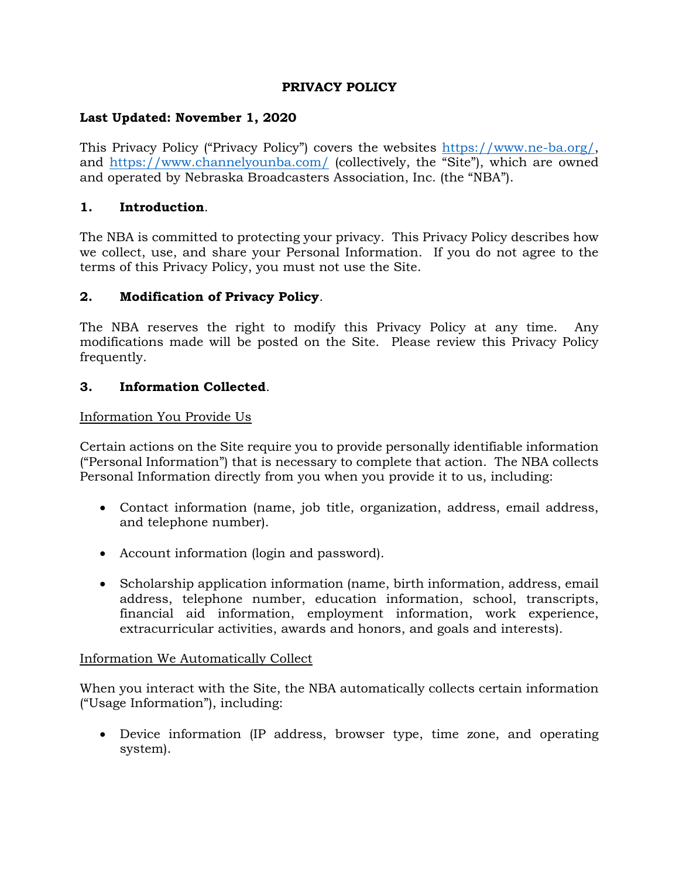# PRIVACY POLICY

**Last Updated: November 1, 2020**

This Privacy Policy ("Privacy Policy") covers the websites [https://www.ne-ba.org/](https://www.ne-ba.org/), and [https://www.channelyounba.com/](https://www.channelyounba.com/) (collectively, the "Site"), which are owned and operated by Nebraska Broadcasters Association, Inc. (the "NBA").

## 1. Introduction.

The NBA is committed to protecting your privacy. This Privacy Policy describes how we collect, use, and share your Personal Information. If you do not agree to the terms of this Privacy Policy, you must not use the Site.

## 2. Modification of Privacy Policy.

The NBA reserves the right to modify this Privacy Policy at any time. Any modifications made will be posted on the Site. Please review this Privacy Policy frequently.

## 3. Information Collected.

<u>Information You Provide Us</u>

Certain actions on the Site require you to provide personally identifiable information ("Personal Information") that is necessary to complete that action. The NBA collects Personal Information directly from you when you provide it to us, including:

- Contact information (name, job title, organization, address, email address, and telephone number).
- Account information (login and password).
- Scholarship application information (name, birth information, address, email address, telephone number, education information, school, transcripts, financial aid information, employment information, work experience, extracurricular activities, awards and honors, and goals and interests).

<u>Information We Automatically Collect</u>

When you interact with the Site, the NBA automatically collects certain information ("Usage Information"), including:

- Device information (IP address, browser type, time zone, and operating system).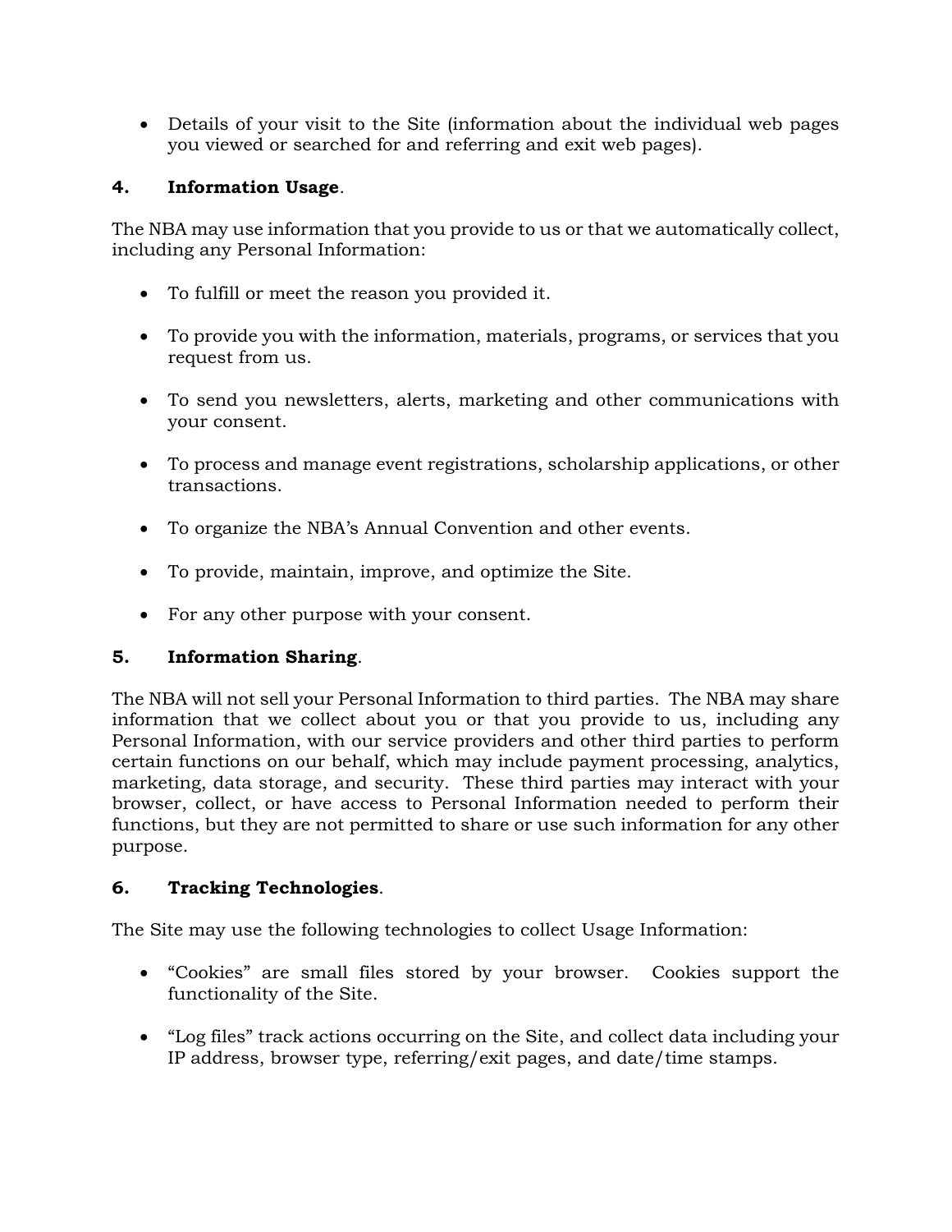- Details of your visit to the Site (information about the individual web pages you viewed or searched for and referring and exit web pages).

**4. Information Usage**.

The NBA may use information that you provide to us or that we automatically collect, including any Personal Information:

- To fulfill or meet the reason you provided it.
- To provide you with the information, materials, programs, or services that you request from us.
- To send you newsletters, alerts, marketing and other communications with your consent.
- To process and manage event registrations, scholarship applications, or other transactions.
- To organize the NBA's Annual Convention and other events.
- To provide, maintain, improve, and optimize the Site.
- For any other purpose with your consent.

**5. Information Sharing**.

The NBA will not sell your Personal Information to third parties. The NBA may share information that we collect about you or that you provide to us, including any Personal Information, with our service providers and other third parties to perform certain functions on our behalf, which may include payment processing, analytics, marketing, data storage, and security. These third parties may interact with your browser, collect, or have access to Personal Information needed to perform their functions, but they are not permitted to share or use such information for any other purpose.

**6. Tracking Technologies**.

The Site may use the following technologies to collect Usage Information:

- "Cookies" are small files stored by your browser. Cookies support the functionality of the Site.
- "Log files" track actions occurring on the Site, and collect data including your IP address, browser type, referring/exit pages, and date/time stamps.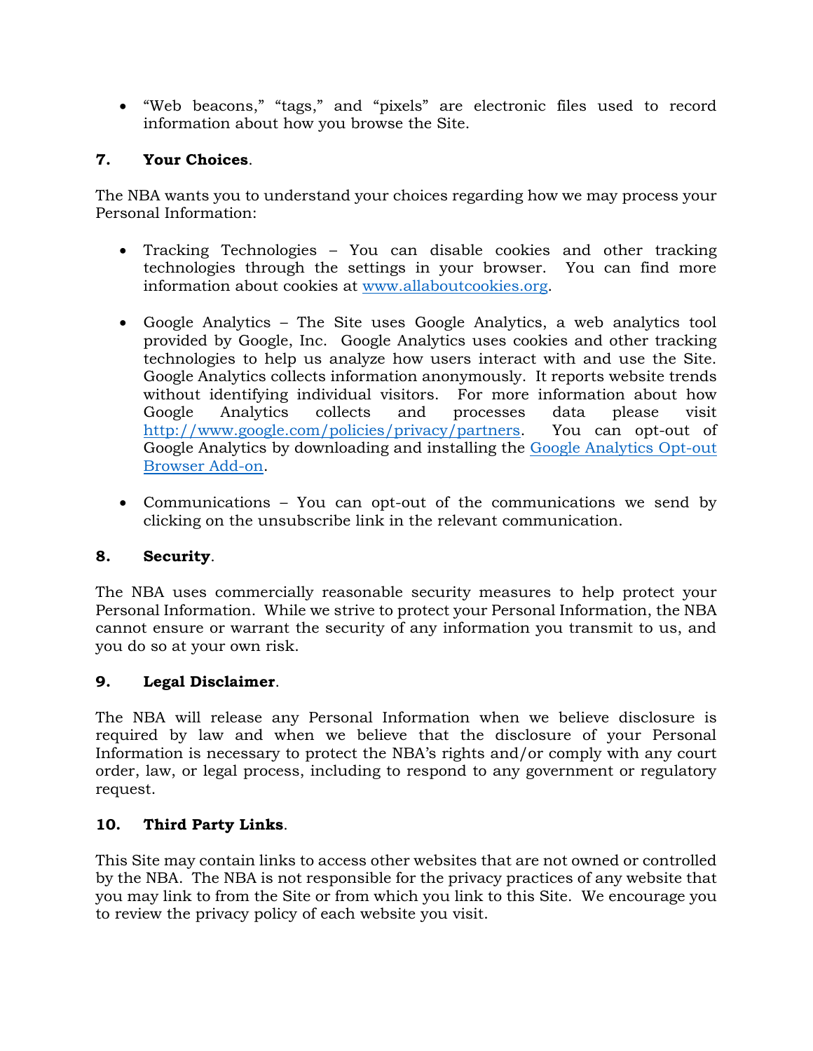- “Web beacons,” “tags,” and “pixels” are electronic files used to record information about how you browse the Site.

**7. Your Choices**.

The NBA wants you to understand your choices regarding how we may process your Personal Information:

- Tracking Technologies – You can disable cookies and other tracking technologies through the settings in your browser. You can find more information about cookies at [www.allaboutcookies.org](http://www.allaboutcookies.org).

- Google Analytics – The Site uses Google Analytics, a web analytics tool provided by Google, Inc. Google Analytics uses cookies and other tracking technologies to help us analyze how users interact with and use the Site. Google Analytics collects information anonymously. It reports website trends without identifying individual visitors. For more information about how Google Analytics collects and processes data please visit [http://www.google.com/policies/privacy/partners](http://www.google.com/policies/privacy/partners). You can opt-out of Google Analytics by downloading and installing the Google Analytics Opt-out Browser Add-on.

- Communications – You can opt-out of the communications we send by clicking on the unsubscribe link in the relevant communication.

**8. Security**.

The NBA uses commercially reasonable security measures to help protect your Personal Information. While we strive to protect your Personal Information, the NBA cannot ensure or warrant the security of any information you transmit to us, and you do so at your own risk.

**9. Legal Disclaimer**.

The NBA will release any Personal Information when we believe disclosure is required by law and when we believe that the disclosure of your Personal Information is necessary to protect the NBA’s rights and/or comply with any court order, law, or legal process, including to respond to any government or regulatory request.

**10. Third Party Links**.

This Site may contain links to access other websites that are not owned or controlled by the NBA. The NBA is not responsible for the privacy practices of any website that you may link to from the Site or from which you link to this Site. We encourage you to review the privacy policy of each website you visit.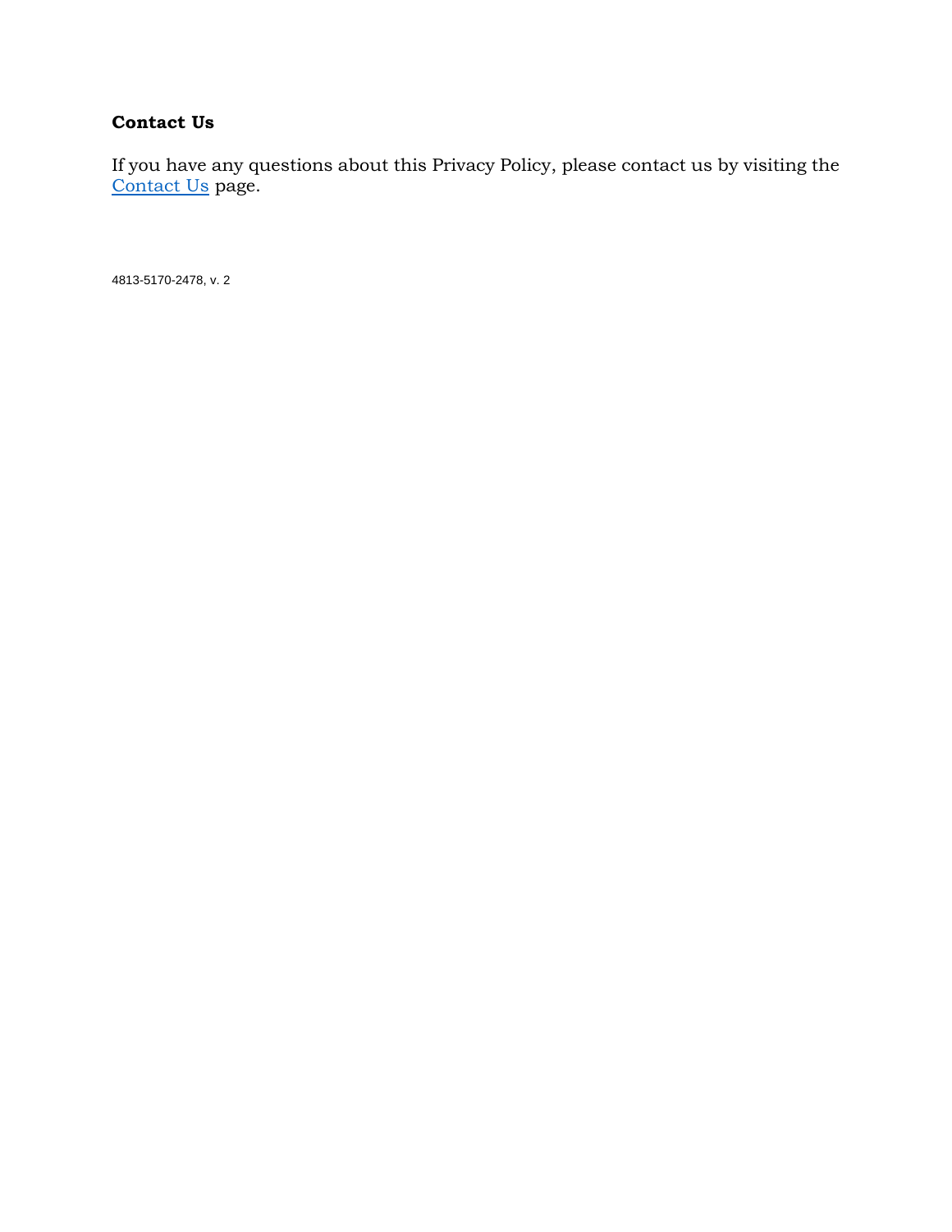**Contact Us**

If you have any questions about this Privacy Policy, please contact us by visiting the Contact Us page.

4813-5170-2478, v. 2